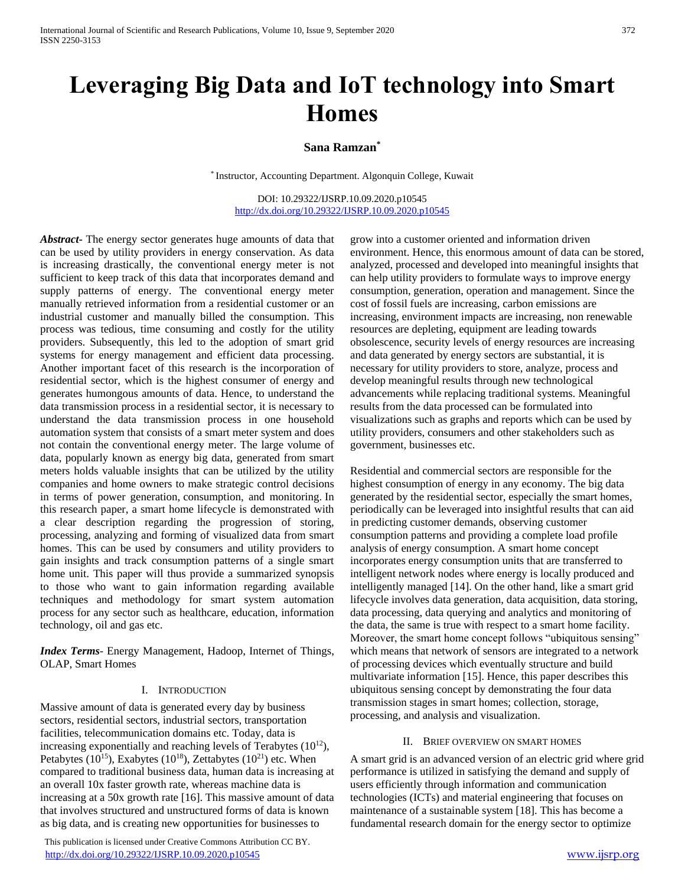# Leveraging Big Data and IoT technology into Smart Homes

**Sana Ramzan***

\* Instructor, Accounting Department. Algonquin College, Kuwait

DOI: 10.29322/IJSRP.10.09.2020.p10545
http://dx.doi.org/10.29322/IJSRP.10.09.2020.p10545

***Abstract***- The energy sector generates huge amounts of data that can be used by utility providers in energy conservation. As data is increasing drastically, the conventional energy meter is not sufficient to keep track of this data that incorporates demand and supply patterns of energy. The conventional energy meter manually retrieved information from a residential customer or an industrial customer and manually billed the consumption. This process was tedious, time consuming and costly for the utility providers. Subsequently, this led to the adoption of smart grid systems for energy management and efficient data processing. Another important facet of this research is the incorporation of residential sector, which is the highest consumer of energy and generates humongous amounts of data. Hence, to understand the data transmission process in a residential sector, it is necessary to understand the data transmission process in one household automation system that consists of a smart meter system and does not contain the conventional energy meter. The large volume of data, popularly known as energy big data, generated from smart meters holds valuable insights that can be utilized by the utility companies and home owners to make strategic control decisions in terms of power generation, consumption, and monitoring. In this research paper, a smart home lifecycle is demonstrated with a clear description regarding the progression of storing, processing, analyzing and forming of visualized data from smart homes. This can be used by consumers and utility providers to gain insights and track consumption patterns of a single smart home unit. This paper will thus provide a summarized synopsis to those who want to gain information regarding available techniques and methodology for smart system automation process for any sector such as healthcare, education, information technology, oil and gas etc.

***Index Terms***- Energy Management, Hadoop, Internet of Things, OLAP, Smart Homes

## I. Introduction

Massive amount of data is generated every day by business sectors, residential sectors, industrial sectors, transportation facilities, telecommunication domains etc. Today, data is increasing exponentially and reaching levels of Terabytes ($10^{12}$), Petabytes ($10^{15}$), Exabytes ($10^{18}$), Zettabytes ($10^{21}$) etc. When compared to traditional business data, human data is increasing at an overall 10x faster growth rate, whereas machine data is increasing at a 50x growth rate [16]. This massive amount of data that involves structured and unstructured forms of data is known as big data, and is creating new opportunities for businesses to grow into a customer oriented and information driven environment. Hence, this enormous amount of data can be stored, analyzed, processed and developed into meaningful insights that can help utility providers to formulate ways to improve energy consumption, generation, operation and management. Since the cost of fossil fuels are increasing, carbon emissions are increasing, environment impacts are increasing, non renewable resources are depleting, equipment are leading towards obsolescence, security levels of energy resources are increasing and data generated by energy sectors are substantial, it is necessary for utility providers to store, analyze, process and develop meaningful results through new technological advancements while replacing traditional systems. Meaningful results from the data processed can be formulated into visualizations such as graphs and reports which can be used by utility providers, consumers and other stakeholders such as government, businesses etc.

Residential and commercial sectors are responsible for the highest consumption of energy in any economy. The big data generated by the residential sector, especially the smart homes, periodically can be leveraged into insightful results that can aid in predicting customer demands, observing customer consumption patterns and providing a complete load profile analysis of energy consumption. A smart home concept incorporates energy consumption units that are transferred to intelligent network nodes where energy is locally produced and intelligently managed [14]. On the other hand, like a smart grid lifecycle involves data generation, data acquisition, data storing, data processing, data querying and analytics and monitoring of the data, the same is true with respect to a smart home facility. Moreover, the smart home concept follows "ubiquitous sensing" which means that network of sensors are integrated to a network of processing devices which eventually structure and build multivariate information [15]. Hence, this paper describes this ubiquitous sensing concept by demonstrating the four data transmission stages in smart homes; collection, storage, processing, and analysis and visualization.

## II. Brief Overview on Smart Homes

A smart grid is an advanced version of an electric grid where grid performance is utilized in satisfying the demand and supply of users efficiently through information and communication technologies (ICTs) and material engineering that focuses on maintenance of a sustainable system [18]. This has become a fundamental research domain for the energy sector to optimize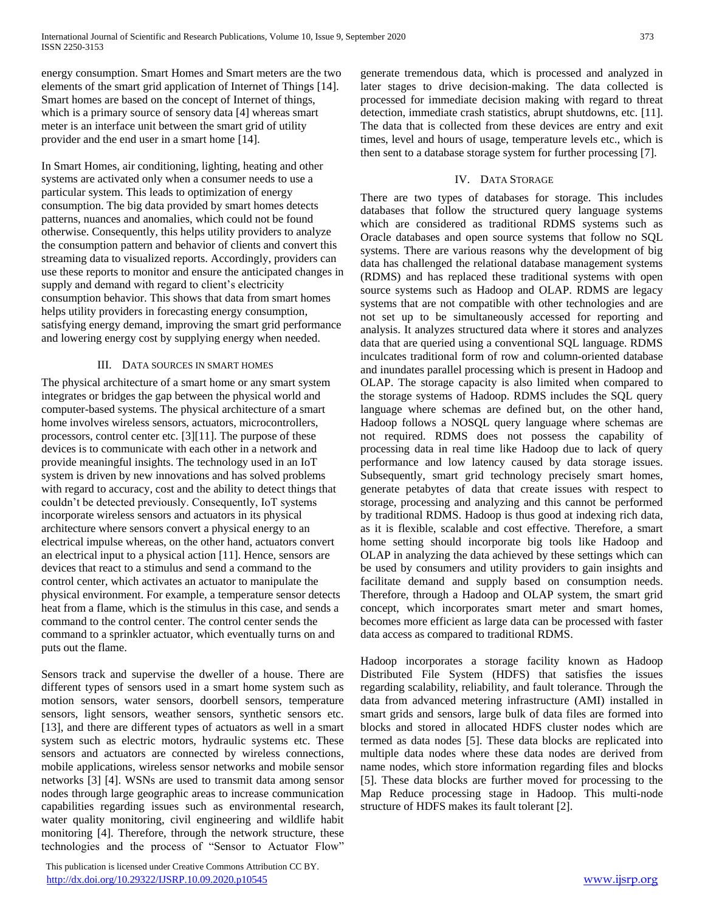energy consumption. Smart Homes and Smart meters are the two elements of the smart grid application of Internet of Things [14]. Smart homes are based on the concept of Internet of things, which is a primary source of sensory data [4] whereas smart meter is an interface unit between the smart grid of utility provider and the end user in a smart home [14].

In Smart Homes, air conditioning, lighting, heating and other systems are activated only when a consumer needs to use a particular system. This leads to optimization of energy consumption. The big data provided by smart homes detects patterns, nuances and anomalies, which could not be found otherwise. Consequently, this helps utility providers to analyze the consumption pattern and behavior of clients and convert this streaming data to visualized reports. Accordingly, providers can use these reports to monitor and ensure the anticipated changes in supply and demand with regard to client's electricity consumption behavior. This shows that data from smart homes helps utility providers in forecasting energy consumption, satisfying energy demand, improving the smart grid performance and lowering energy cost by supplying energy when needed.

## III. Data sources in smart homes

The physical architecture of a smart home or any smart system integrates or bridges the gap between the physical world and computer-based systems. The physical architecture of a smart home involves wireless sensors, actuators, microcontrollers, processors, control center etc. [3][11]. The purpose of these devices is to communicate with each other in a network and provide meaningful insights. The technology used in an IoT system is driven by new innovations and has solved problems with regard to accuracy, cost and the ability to detect things that couldn't be detected previously. Consequently, IoT systems incorporate wireless sensors and actuators in its physical architecture where sensors convert a physical energy to an electrical impulse whereas, on the other hand, actuators convert an electrical input to a physical action [11]. Hence, sensors are devices that react to a stimulus and send a command to the control center, which activates an actuator to manipulate the physical environment. For example, a temperature sensor detects heat from a flame, which is the stimulus in this case, and sends a command to the control center. The control center sends the command to a sprinkler actuator, which eventually turns on and puts out the flame.

Sensors track and supervise the dweller of a house. There are different types of sensors used in a smart home system such as motion sensors, water sensors, doorbell sensors, temperature sensors, light sensors, weather sensors, synthetic sensors etc. [13], and there are different types of actuators as well in a smart system such as electric motors, hydraulic systems etc. These sensors and actuators are connected by wireless connections, mobile applications, wireless sensor networks and mobile sensor networks [3] [4]. WSNs are used to transmit data among sensor nodes through large geographic areas to increase communication capabilities regarding issues such as environmental research, water quality monitoring, civil engineering and wildlife habit monitoring [4]. Therefore, through the network structure, these technologies and the process of "Sensor to Actuator Flow" generate tremendous data, which is processed and analyzed in later stages to drive decision-making. The data collected is processed for immediate decision making with regard to threat detection, immediate crash statistics, abrupt shutdowns, etc. [11]. The data that is collected from these devices are entry and exit times, level and hours of usage, temperature levels etc., which is then sent to a database storage system for further processing [7].

## IV. Data Storage

There are two types of databases for storage. This includes databases that follow the structured query language systems which are considered as traditional RDMS systems such as Oracle databases and open source systems that follow no SQL systems. There are various reasons why the development of big data has challenged the relational database management systems (RDMS) and has replaced these traditional systems with open source systems such as Hadoop and OLAP. RDMS are legacy systems that are not compatible with other technologies and are not set up to be simultaneously accessed for reporting and analysis. It analyzes structured data where it stores and analyzes data that are queried using a conventional SQL language. RDMS inculcates traditional form of row and column-oriented database and inundates parallel processing which is present in Hadoop and OLAP. The storage capacity is also limited when compared to the storage systems of Hadoop. RDMS includes the SQL query language where schemas are defined but, on the other hand, Hadoop follows a NOSQL query language where schemas are not required. RDMS does not possess the capability of processing data in real time like Hadoop due to lack of query performance and low latency caused by data storage issues. Subsequently, smart grid technology precisely smart homes, generate petabytes of data that create issues with respect to storage, processing and analyzing and this cannot be performed by traditional RDMS. Hadoop is thus good at indexing rich data, as it is flexible, scalable and cost effective. Therefore, a smart home setting should incorporate big tools like Hadoop and OLAP in analyzing the data achieved by these settings which can be used by consumers and utility providers to gain insights and facilitate demand and supply based on consumption needs. Therefore, through a Hadoop and OLAP system, the smart grid concept, which incorporates smart meter and smart homes, becomes more efficient as large data can be processed with faster data access as compared to traditional RDMS.

Hadoop incorporates a storage facility known as Hadoop Distributed File System (HDFS) that satisfies the issues regarding scalability, reliability, and fault tolerance. Through the data from advanced metering infrastructure (AMI) installed in smart grids and sensors, large bulk of data files are formed into blocks and stored in allocated HDFS cluster nodes which are termed as data nodes [5]. These data blocks are replicated into multiple data nodes where these data nodes are derived from name nodes, which store information regarding files and blocks [5]. These data blocks are further moved for processing to the Map Reduce processing stage in Hadoop. This multi-node structure of HDFS makes its fault tolerant [2].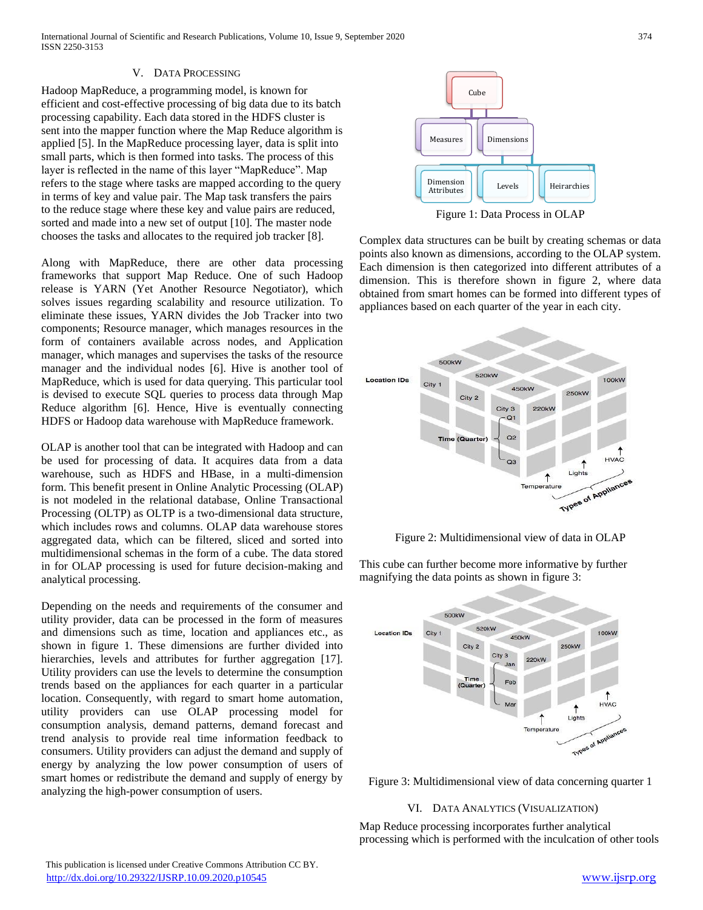## V. DATA PROCESSING

Hadoop MapReduce, a programming model, is known for efficient and cost-effective processing of big data due to its batch processing capability. Each data stored in the HDFS cluster is sent into the mapper function where the Map Reduce algorithm is applied [5]. In the MapReduce processing layer, data is split into small parts, which is then formed into tasks. The process of this layer is reflected in the name of this layer "MapReduce". Map refers to the stage where tasks are mapped according to the query in terms of key and value pair. The Map task transfers the pairs to the reduce stage where these key and value pairs are reduced, sorted and made into a new set of output [10]. The master node chooses the tasks and allocates to the required job tracker [8].

Along with MapReduce, there are other data processing frameworks that support Map Reduce. One of such Hadoop release is YARN (Yet Another Resource Negotiator), which solves issues regarding scalability and resource utilization. To eliminate these issues, YARN divides the Job Tracker into two components; Resource manager, which manages resources in the form of containers available across nodes, and Application manager, which manages and supervises the tasks of the resource manager and the individual nodes [6]. Hive is another tool of MapReduce, which is used for data querying. This particular tool is devised to execute SQL queries to process data through Map Reduce algorithm [6]. Hence, Hive is eventually connecting HDFS or Hadoop data warehouse with MapReduce framework.

OLAP is another tool that can be integrated with Hadoop and can be used for processing of data. It acquires data from a data warehouse, such as HDFS and HBase, in a multi-dimension form. This benefit present in Online Analytic Processing (OLAP) is not modeled in the relational database, Online Transactional Processing (OLTP) as OLTP is a two-dimensional data structure, which includes rows and columns. OLAP data warehouse stores aggregated data, which can be filtered, sliced and sorted into multidimensional schemas in the form of a cube. The data stored in for OLAP processing is used for future decision-making and analytical processing.

Depending on the needs and requirements of the consumer and utility provider, data can be processed in the form of measures and dimensions such as time, location and appliances etc., as shown in figure 1. These dimensions are further divided into hierarchies, levels and attributes for further aggregation [17]. Utility providers can use the levels to determine the consumption trends based on the appliances for each quarter in a particular location. Consequently, with regard to smart home automation, utility providers can use OLAP processing model for consumption analysis, demand patterns, demand forecast and trend analysis to provide real time information feedback to consumers. Utility providers can adjust the demand and supply of energy by analyzing the low power consumption of users of smart homes or redistribute the demand and supply of energy by analyzing the high-power consumption of users.

Figure 1: Data Process in OLAP

Complex data structures can be built by creating schemas or data points also known as dimensions, according to the OLAP system. Each dimension is then categorized into different attributes of a dimension. This is therefore shown in figure 2, where data obtained from smart homes can be formed into different types of appliances based on each quarter of the year in each city.

Figure 2: Multidimensional view of data in OLAP

This cube can further become more informative by further magnifying the data points as shown in figure 3:

Figure 3: Multidimensional view of data concerning quarter 1

## VI. DATA ANALYTICS (VISUALIZATION)

Map Reduce processing incorporates further analytical processing which is performed with the inculcation of other tools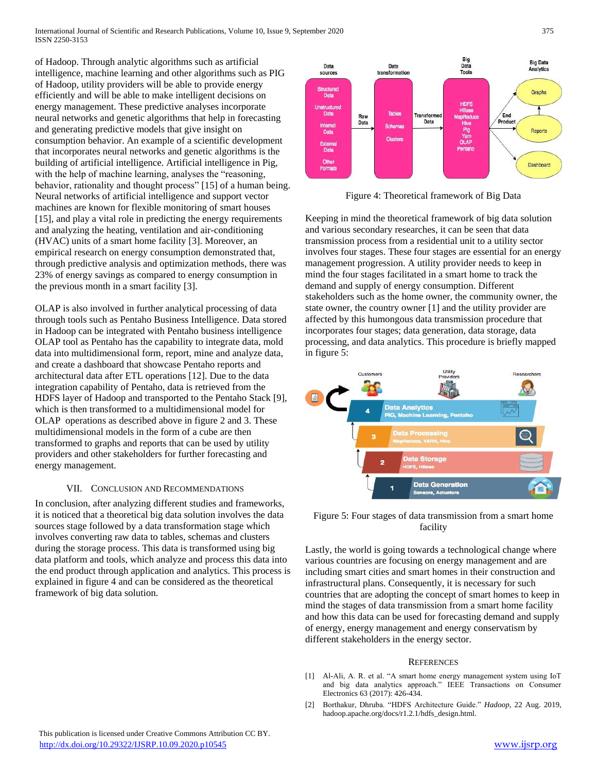of Hadoop. Through analytic algorithms such as artificial intelligence, machine learning and other algorithms such as PIG of Hadoop, utility providers will be able to provide energy efficiently and will be able to make intelligent decisions on energy management. These predictive analyses incorporate neural networks and genetic algorithms that help in forecasting and generating predictive models that give insight on consumption behavior. An example of a scientific development that incorporates neural networks and genetic algorithms is the building of artificial intelligence. Artificial intelligence in Pig, with the help of machine learning, analyses the "reasoning, behavior, rationality and thought process" [15] of a human being. Neural networks of artificial intelligence and support vector machines are known for flexible monitoring of smart houses [15], and play a vital role in predicting the energy requirements and analyzing the heating, ventilation and air-conditioning (HVAC) units of a smart home facility [3]. Moreover, an empirical research on energy consumption demonstrated that, through predictive analysis and optimization methods, there was 23% of energy savings as compared to energy consumption in the previous month in a smart facility [3].

OLAP is also involved in further analytical processing of data through tools such as Pentaho Business Intelligence. Data stored in Hadoop can be integrated with Pentaho business intelligence OLAP tool as Pentaho has the capability to integrate data, mold data into multidimensional form, report, mine and analyze data, and create a dashboard that showcase Pentaho reports and architectural data after ETL operations [12]. Due to the data integration capability of Pentaho, data is retrieved from the HDFS layer of Hadoop and transported to the Pentaho Stack [9], which is then transformed to a multidimensional model for OLAP operations as described above in figure 2 and 3. These multidimensional models in the form of a cube are then transformed to graphs and reports that can be used by utility providers and other stakeholders for further forecasting and energy management.

## VII. Conclusion and Recommendations

In conclusion, after analyzing different studies and frameworks, it is noticed that a theoretical big data solution involves the data sources stage followed by a data transformation stage which involves converting raw data to tables, schemas and clusters during the storage process. This data is transformed using big data platform and tools, which analyze and process this data into the end product through application and analytics. This process is explained in figure 4 and can be considered as the theoretical framework of big data solution.

Figure 4: Theoretical framework of Big Data

Keeping in mind the theoretical framework of big data solution and various secondary researches, it can be seen that data transmission process from a residential unit to a utility sector involves four stages. These four stages are essential for an energy management progression. A utility provider needs to keep in mind the four stages facilitated in a smart home to track the demand and supply of energy consumption. Different stakeholders such as the home owner, the community owner, the state owner, the country owner [1] and the utility provider are affected by this humongous data transmission procedure that incorporates four stages; data generation, data storage, data processing, and data analytics. This procedure is briefly mapped in figure 5:

Figure 5: Four stages of data transmission from a smart home facility

Lastly, the world is going towards a technological change where various countries are focusing on energy management and are including smart cities and smart homes in their construction and infrastructural plans. Consequently, it is necessary for such countries that are adopting the concept of smart homes to keep in mind the stages of data transmission from a smart home facility and how this data can be used for forecasting demand and supply of energy, energy management and energy conservatism by different stakeholders in the energy sector.

## References

[1] Al-Ali, A. R. et al. "A smart home energy management system using IoT and big data analytics approach." IEEE Transactions on Consumer Electronics 63 (2017): 426-434.

[2] Borthakur, Dhruba. "HDFS Architecture Guide." *Hadoop,* 22 Aug. 2019, hadoop.apache.org/docs/r1.2.1/hdfs_design.html.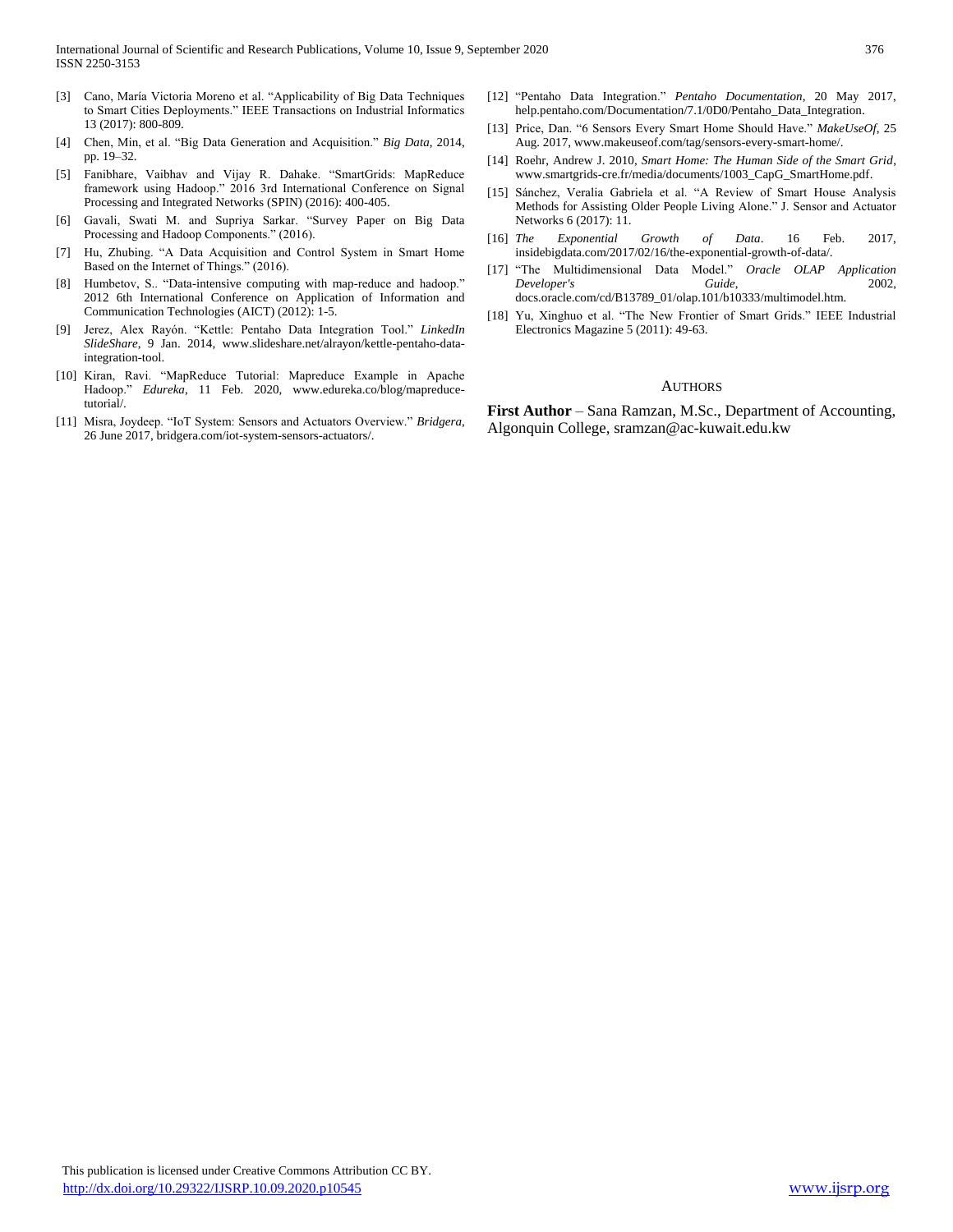[3] Cano, María Victoria Moreno et al. "Applicability of Big Data Techniques to Smart Cities Deployments." IEEE Transactions on Industrial Informatics 13 (2017): 800-809.

[4] Chen, Min, et al. "Big Data Generation and Acquisition." *Big Data*, 2014, pp. 19–32.

[5] Fanibhare, Vaibhav and Vijay R. Dahake. "SmartGrids: MapReduce framework using Hadoop." 2016 3rd International Conference on Signal Processing and Integrated Networks (SPIN) (2016): 400-405.

[6] Gavali, Swati M. and Supriya Sarkar. "Survey Paper on Big Data Processing and Hadoop Components." (2016).

[7] Hu, Zhubing. "A Data Acquisition and Control System in Smart Home Based on the Internet of Things." (2016).

[8] Humbetov, S.. "Data-intensive computing with map-reduce and hadoop." 2012 6th International Conference on Application of Information and Communication Technologies (AICT) (2012): 1-5.

[9] Jerez, Alex Rayón. "Kettle: Pentaho Data Integration Tool." *LinkedIn SlideShare*, 9 Jan. 2014, www.slideshare.net/alrayon/kettle-pentaho-data-integration-tool.

[10] Kiran, Ravi. "MapReduce Tutorial: Mapreduce Example in Apache Hadoop." *Edureka*, 11 Feb. 2020, www.edureka.co/blog/mapreduce-tutorial/.

[11] Misra, Joydeep. "IoT System: Sensors and Actuators Overview." *Bridgera*, 26 June 2017, bridgera.com/iot-system-sensors-actuators/.

[12] "Pentaho Data Integration." *Pentaho Documentation*, 20 May 2017, help.pentaho.com/Documentation/7.1/0D0/Pentaho_Data_Integration.

[13] Price, Dan. "6 Sensors Every Smart Home Should Have." *MakeUseOf*, 25 Aug. 2017, www.makeuseof.com/tag/sensors-every-smart-home/.

[14] Roehr, Andrew J. 2010, *Smart Home: The Human Side of the Smart Grid*, www.smartgrids-cre.fr/media/documents/1003_CapG_SmartHome.pdf.

[15] Sánchez, Veralia Gabriela et al. "A Review of Smart House Analysis Methods for Assisting Older People Living Alone." J. Sensor and Actuator Networks 6 (2017): 11.

[16] *The Exponential Growth of Data*. 16 Feb. 2017, insidebigdata.com/2017/02/16/the-exponential-growth-of-data/.

[17] "The Multidimensional Data Model." *Oracle OLAP Application Developer's Guide*, 2002, docs.oracle.com/cd/B13789_01/olap.101/b10333/multimodel.htm.

[18] Yu, Xinghuo et al. "The New Frontier of Smart Grids." IEEE Industrial Electronics Magazine 5 (2011): 49-63.

## AUTHORS

**First Author** – Sana Ramzan, M.Sc., Department of Accounting, Algonquin College, sramzan@ac-kuwait.edu.kw